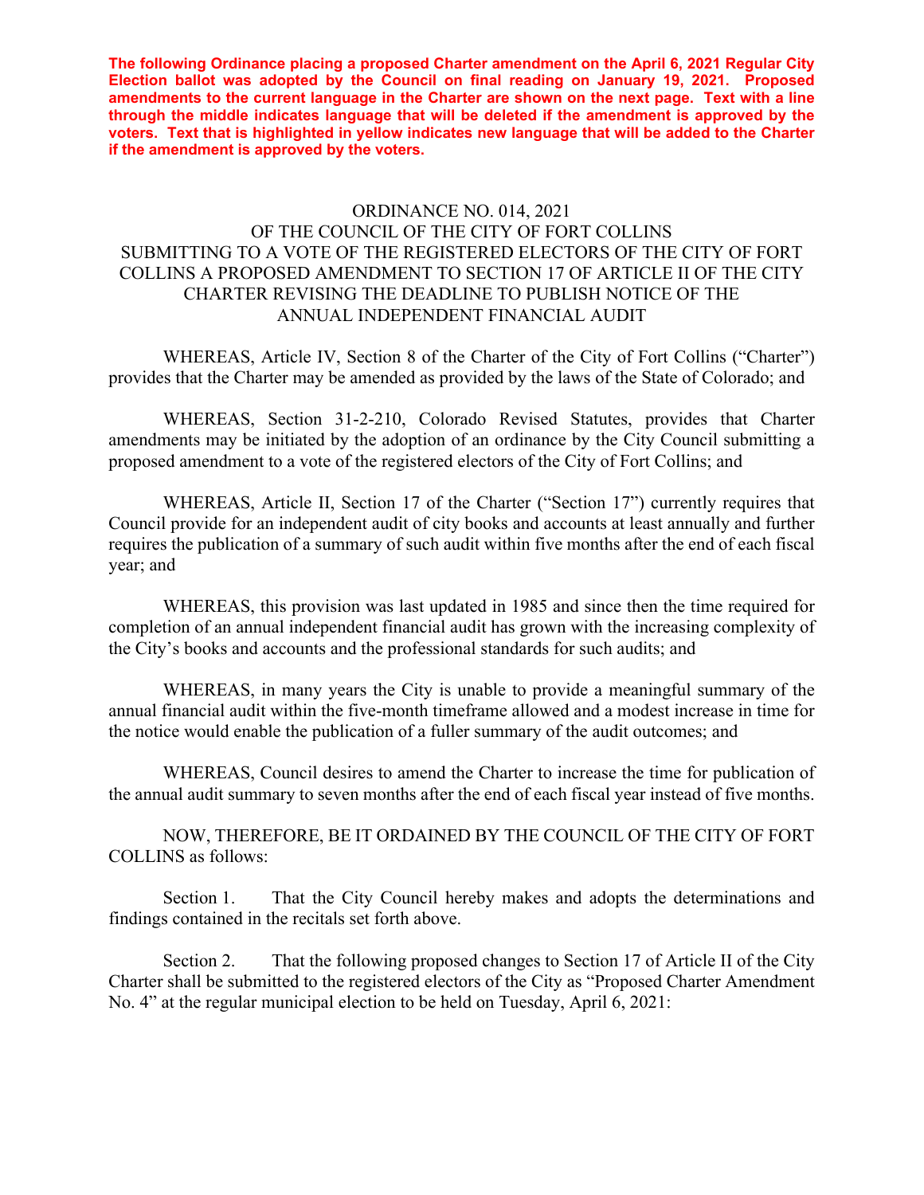**The following Ordinance placing a proposed Charter amendment on the April 6, 2021 Regular City Election ballot was adopted by the Council on final reading on January 19, 2021. Proposed amendments to the current language in the Charter are shown on the next page. Text with a line through the middle indicates language that will be deleted if the amendment is approved by the voters. Text that is highlighted in yellow indicates new language that will be added to the Charter if the amendment is approved by the voters.**

# ORDINANCE NO. 014, 2021
## OF THE COUNCIL OF THE CITY OF FORT COLLINS
## SUBMITTING TO A VOTE OF THE REGISTERED ELECTORS OF THE CITY OF FORT COLLINS A PROPOSED AMENDMENT TO SECTION 17 OF ARTICLE II OF THE CITY CHARTER REVISING THE DEADLINE TO PUBLISH NOTICE OF THE ANNUAL INDEPENDENT FINANCIAL AUDIT

WHEREAS, Article IV, Section 8 of the Charter of the City of Fort Collins ("Charter") provides that the Charter may be amended as provided by the laws of the State of Colorado; and

WHEREAS, Section 31-2-210, Colorado Revised Statutes, provides that Charter amendments may be initiated by the adoption of an ordinance by the City Council submitting a proposed amendment to a vote of the registered electors of the City of Fort Collins; and

WHEREAS, Article II, Section 17 of the Charter ("Section 17") currently requires that Council provide for an independent audit of city books and accounts at least annually and further requires the publication of a summary of such audit within five months after the end of each fiscal year; and

WHEREAS, this provision was last updated in 1985 and since then the time required for completion of an annual independent financial audit has grown with the increasing complexity of the City's books and accounts and the professional standards for such audits; and

WHEREAS, in many years the City is unable to provide a meaningful summary of the annual financial audit within the five-month timeframe allowed and a modest increase in time for the notice would enable the publication of a fuller summary of the audit outcomes; and

WHEREAS, Council desires to amend the Charter to increase the time for publication of the annual audit summary to seven months after the end of each fiscal year instead of five months.

NOW, THEREFORE, BE IT ORDAINED BY THE COUNCIL OF THE CITY OF FORT COLLINS as follows:

Section 1. That the City Council hereby makes and adopts the determinations and findings contained in the recitals set forth above.

Section 2. That the following proposed changes to Section 17 of Article II of the City Charter shall be submitted to the registered electors of the City as "Proposed Charter Amendment No. 4" at the regular municipal election to be held on Tuesday, April 6, 2021: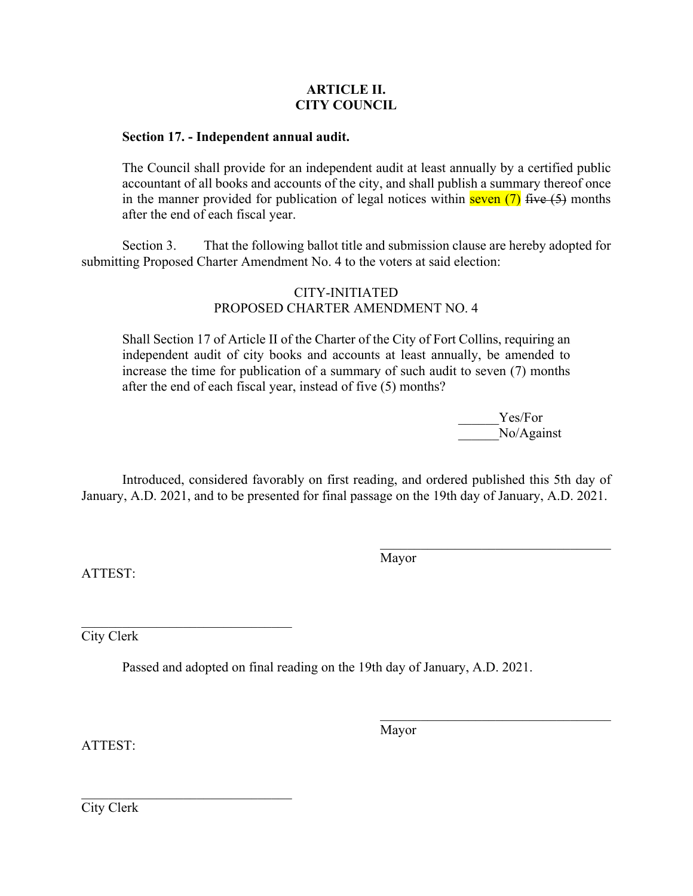**ARTICLE II.**
**CITY COUNCIL**

**Section 17. - Independent annual audit.**

The Council shall provide for an independent audit at least annually by a certified public accountant of all books and accounts of the city, and shall publish a summary thereof once in the manner provided for publication of legal notices within seven (7) ~~five (5)~~ months after the end of each fiscal year.

Section 3. That the following ballot title and submission clause are hereby adopted for submitting Proposed Charter Amendment No. 4 to the voters at said election:

CITY-INITIATED
PROPOSED CHARTER AMENDMENT NO. 4

Shall Section 17 of Article II of the Charter of the City of Fort Collins, requiring an independent audit of city books and accounts at least annually, be amended to increase the time for publication of a summary of such audit to seven (7) months after the end of each fiscal year, instead of five (5) months?

______Yes/For
______No/Against

Introduced, considered favorably on first reading, and ordered published this 5th day of January, A.D. 2021, and to be presented for final passage on the 19th day of January, A.D. 2021.

___________________________________
Mayor

ATTEST:

_______________________________
City Clerk

Passed and adopted on final reading on the 19th day of January, A.D. 2021.

___________________________________
Mayor

ATTEST:

_______________________________
City Clerk